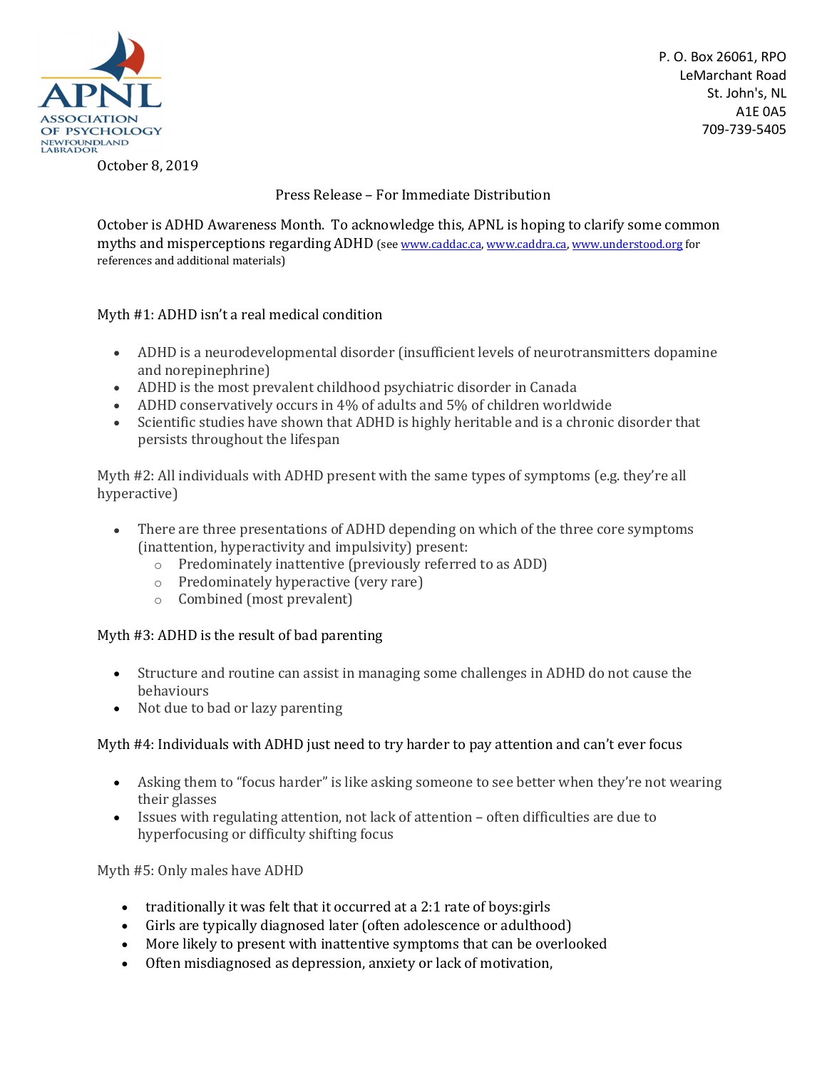APNL
ASSOCIATION OF PSYCHOLOGY NEWFOUNDLAND LABRADOR

P. O. Box 26061, RPO
LeMarchant Road
St. John's, NL
A1E 0A5
709-739-5405

October 8, 2019

Press Release – For Immediate Distribution

October is ADHD Awareness Month. To acknowledge this, APNL is hoping to clarify some common myths and misperceptions regarding ADHD (see www.caddac.ca, www.caddra.ca, www.understood.org for references and additional materials)

Myth #1: ADHD isn't a real medical condition

- ADHD is a neurodevelopmental disorder (insufficient levels of neurotransmitters dopamine and norepinephrine)
- ADHD is the most prevalent childhood psychiatric disorder in Canada
- ADHD conservatively occurs in 4% of adults and 5% of children worldwide
- Scientific studies have shown that ADHD is highly heritable and is a chronic disorder that persists throughout the lifespan

Myth #2: All individuals with ADHD present with the same types of symptoms (e.g. they're all hyperactive)

- There are three presentations of ADHD depending on which of the three core symptoms (inattention, hyperactivity and impulsivity) present:
  - Predominately inattentive (previously referred to as ADD)
  - Predominately hyperactive (very rare)
  - Combined (most prevalent)

Myth #3: ADHD is the result of bad parenting

- Structure and routine can assist in managing some challenges in ADHD do not cause the behaviours
- Not due to bad or lazy parenting

Myth #4: Individuals with ADHD just need to try harder to pay attention and can't ever focus

- Asking them to "focus harder" is like asking someone to see better when they're not wearing their glasses
- Issues with regulating attention, not lack of attention – often difficulties are due to hyperfocusing or difficulty shifting focus

Myth #5: Only males have ADHD

- traditionally it was felt that it occurred at a 2:1 rate of boys:girls
- Girls are typically diagnosed later (often adolescence or adulthood)
- More likely to present with inattentive symptoms that can be overlooked
- Often misdiagnosed as depression, anxiety or lack of motivation,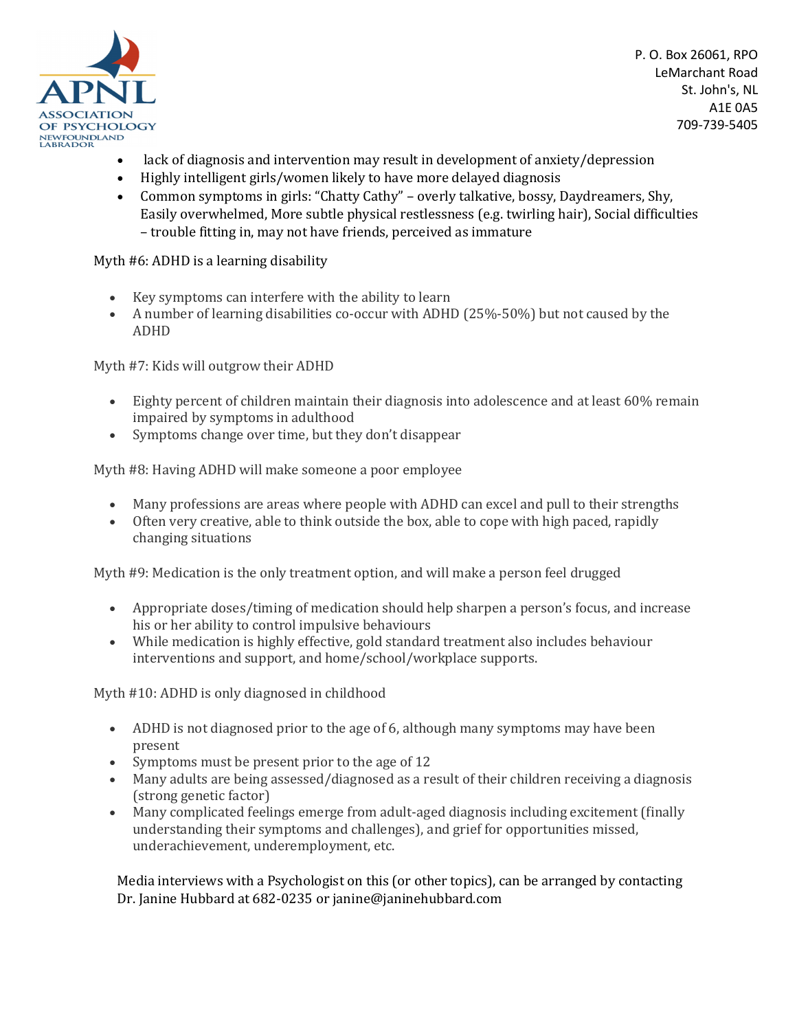- lack of diagnosis and intervention may result in development of anxiety/depression
- Highly intelligent girls/women likely to have more delayed diagnosis
- Common symptoms in girls: "Chatty Cathy" – overly talkative, bossy, Daydreamers, Shy, Easily overwhelmed, More subtle physical restlessness (e.g. twirling hair), Social difficulties – trouble fitting in, may not have friends, perceived as immature

Myth #6: ADHD is a learning disability

- Key symptoms can interfere with the ability to learn
- A number of learning disabilities co-occur with ADHD (25%-50%) but not caused by the ADHD

Myth #7: Kids will outgrow their ADHD

- Eighty percent of children maintain their diagnosis into adolescence and at least 60% remain impaired by symptoms in adulthood
- Symptoms change over time, but they don't disappear

Myth #8: Having ADHD will make someone a poor employee

- Many professions are areas where people with ADHD can excel and pull to their strengths
- Often very creative, able to think outside the box, able to cope with high paced, rapidly changing situations

Myth #9: Medication is the only treatment option, and will make a person feel drugged

- Appropriate doses/timing of medication should help sharpen a person's focus, and increase his or her ability to control impulsive behaviours
- While medication is highly effective, gold standard treatment also includes behaviour interventions and support, and home/school/workplace supports.

Myth #10: ADHD is only diagnosed in childhood

- ADHD is not diagnosed prior to the age of 6, although many symptoms may have been present
- Symptoms must be present prior to the age of 12
- Many adults are being assessed/diagnosed as a result of their children receiving a diagnosis (strong genetic factor)
- Many complicated feelings emerge from adult-aged diagnosis including excitement (finally understanding their symptoms and challenges), and grief for opportunities missed, underachievement, underemployment, etc.

Media interviews with a Psychologist on this (or other topics), can be arranged by contacting Dr. Janine Hubbard at 682-0235 or janine@janinehubbard.com